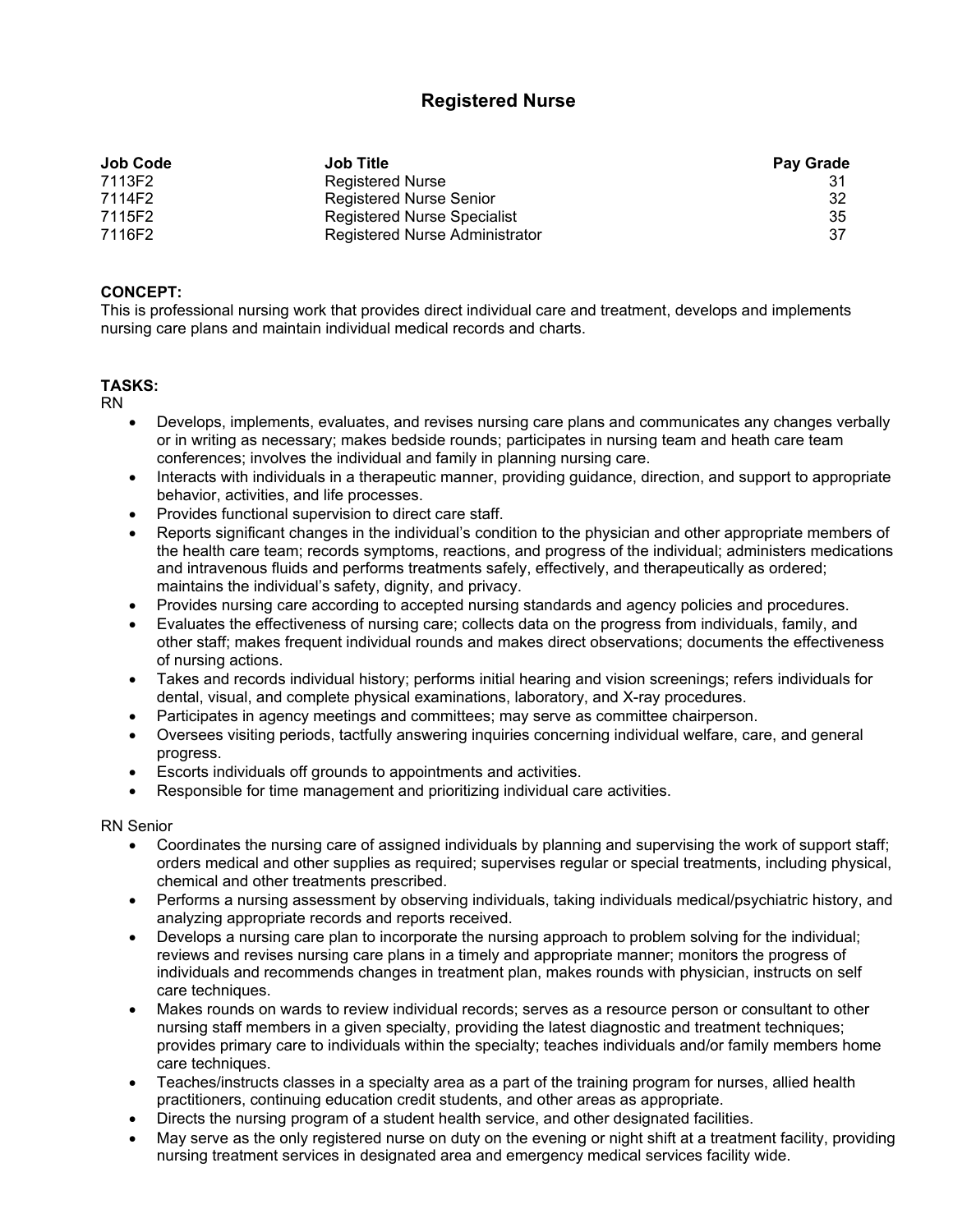# Registered Nurse

| Job Code | Job Title | Pay Grade |
|---|---|---|
| 7113F2 | Registered Nurse | 31 |
| 7114F2 | Registered Nurse Senior | 32 |
| 7115F2 | Registered Nurse Specialist | 35 |
| 7116F2 | Registered Nurse Administrator | 37 |

**CONCEPT:**
This is professional nursing work that provides direct individual care and treatment, develops and implements nursing care plans and maintain individual medical records and charts.

**TASKS:**
RN

- Develops, implements, evaluates, and revises nursing care plans and communicates any changes verbally or in writing as necessary; makes bedside rounds; participates in nursing team and heath care team conferences; involves the individual and family in planning nursing care.
- Interacts with individuals in a therapeutic manner, providing guidance, direction, and support to appropriate behavior, activities, and life processes.
- Provides functional supervision to direct care staff.
- Reports significant changes in the individual's condition to the physician and other appropriate members of the health care team; records symptoms, reactions, and progress of the individual; administers medications and intravenous fluids and performs treatments safely, effectively, and therapeutically as ordered; maintains the individual's safety, dignity, and privacy.
- Provides nursing care according to accepted nursing standards and agency policies and procedures.
- Evaluates the effectiveness of nursing care; collects data on the progress from individuals, family, and other staff; makes frequent individual rounds and makes direct observations; documents the effectiveness of nursing actions.
- Takes and records individual history; performs initial hearing and vision screenings; refers individuals for dental, visual, and complete physical examinations, laboratory, and X-ray procedures.
- Participates in agency meetings and committees; may serve as committee chairperson.
- Oversees visiting periods, tactfully answering inquiries concerning individual welfare, care, and general progress.
- Escorts individuals off grounds to appointments and activities.
- Responsible for time management and prioritizing individual care activities.

RN Senior

- Coordinates the nursing care of assigned individuals by planning and supervising the work of support staff; orders medical and other supplies as required; supervises regular or special treatments, including physical, chemical and other treatments prescribed.
- Performs a nursing assessment by observing individuals, taking individuals medical/psychiatric history, and analyzing appropriate records and reports received.
- Develops a nursing care plan to incorporate the nursing approach to problem solving for the individual; reviews and revises nursing care plans in a timely and appropriate manner; monitors the progress of individuals and recommends changes in treatment plan, makes rounds with physician, instructs on self care techniques.
- Makes rounds on wards to review individual records; serves as a resource person or consultant to other nursing staff members in a given specialty, providing the latest diagnostic and treatment techniques; provides primary care to individuals within the specialty; teaches individuals and/or family members home care techniques.
- Teaches/instructs classes in a specialty area as a part of the training program for nurses, allied health practitioners, continuing education credit students, and other areas as appropriate.
- Directs the nursing program of a student health service, and other designated facilities.
- May serve as the only registered nurse on duty on the evening or night shift at a treatment facility, providing nursing treatment services in designated area and emergency medical services facility wide.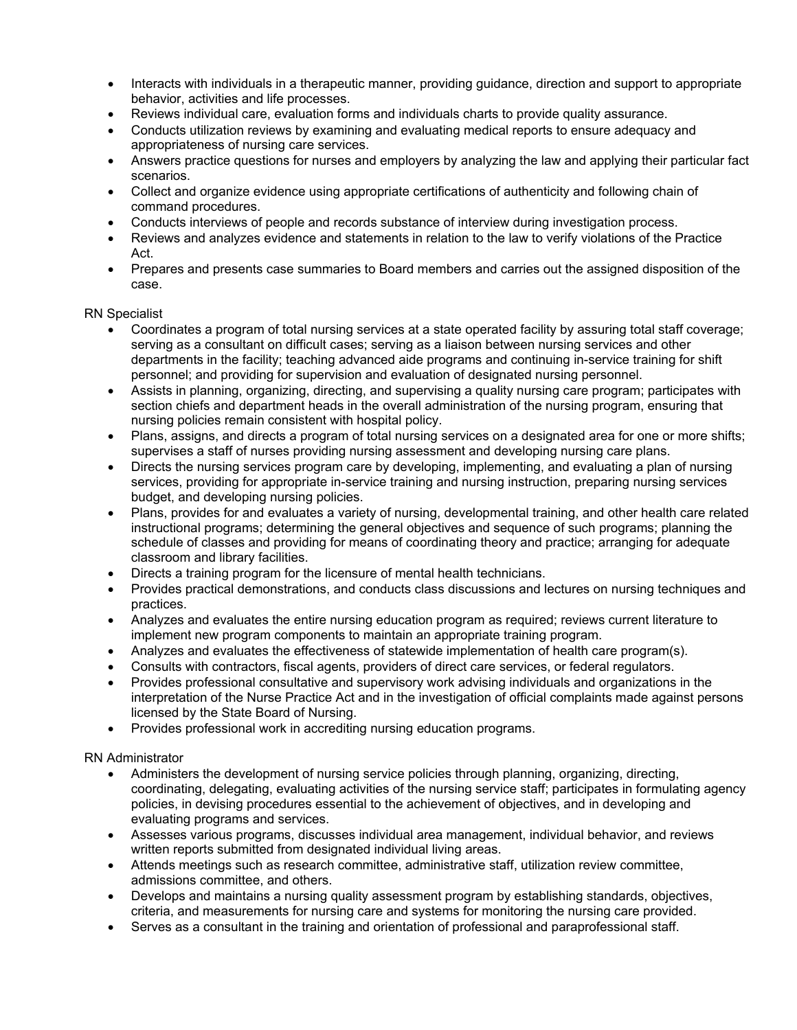- Interacts with individuals in a therapeutic manner, providing guidance, direction and support to appropriate behavior, activities and life processes.
- Reviews individual care, evaluation forms and individuals charts to provide quality assurance.
- Conducts utilization reviews by examining and evaluating medical reports to ensure adequacy and appropriateness of nursing care services.
- Answers practice questions for nurses and employers by analyzing the law and applying their particular fact scenarios.
- Collect and organize evidence using appropriate certifications of authenticity and following chain of command procedures.
- Conducts interviews of people and records substance of interview during investigation process.
- Reviews and analyzes evidence and statements in relation to the law to verify violations of the Practice Act.
- Prepares and presents case summaries to Board members and carries out the assigned disposition of the case.

RN Specialist

- Coordinates a program of total nursing services at a state operated facility by assuring total staff coverage; serving as a consultant on difficult cases; serving as a liaison between nursing services and other departments in the facility; teaching advanced aide programs and continuing in-service training for shift personnel; and providing for supervision and evaluation of designated nursing personnel.
- Assists in planning, organizing, directing, and supervising a quality nursing care program; participates with section chiefs and department heads in the overall administration of the nursing program, ensuring that nursing policies remain consistent with hospital policy.
- Plans, assigns, and directs a program of total nursing services on a designated area for one or more shifts; supervises a staff of nurses providing nursing assessment and developing nursing care plans.
- Directs the nursing services program care by developing, implementing, and evaluating a plan of nursing services, providing for appropriate in-service training and nursing instruction, preparing nursing services budget, and developing nursing policies.
- Plans, provides for and evaluates a variety of nursing, developmental training, and other health care related instructional programs; determining the general objectives and sequence of such programs; planning the schedule of classes and providing for means of coordinating theory and practice; arranging for adequate classroom and library facilities.
- Directs a training program for the licensure of mental health technicians.
- Provides practical demonstrations, and conducts class discussions and lectures on nursing techniques and practices.
- Analyzes and evaluates the entire nursing education program as required; reviews current literature to implement new program components to maintain an appropriate training program.
- Analyzes and evaluates the effectiveness of statewide implementation of health care program(s).
- Consults with contractors, fiscal agents, providers of direct care services, or federal regulators.
- Provides professional consultative and supervisory work advising individuals and organizations in the interpretation of the Nurse Practice Act and in the investigation of official complaints made against persons licensed by the State Board of Nursing.
- Provides professional work in accrediting nursing education programs.

RN Administrator

- Administers the development of nursing service policies through planning, organizing, directing, coordinating, delegating, evaluating activities of the nursing service staff; participates in formulating agency policies, in devising procedures essential to the achievement of objectives, and in developing and evaluating programs and services.
- Assesses various programs, discusses individual area management, individual behavior, and reviews written reports submitted from designated individual living areas.
- Attends meetings such as research committee, administrative staff, utilization review committee, admissions committee, and others.
- Develops and maintains a nursing quality assessment program by establishing standards, objectives, criteria, and measurements for nursing care and systems for monitoring the nursing care provided.
- Serves as a consultant in the training and orientation of professional and paraprofessional staff.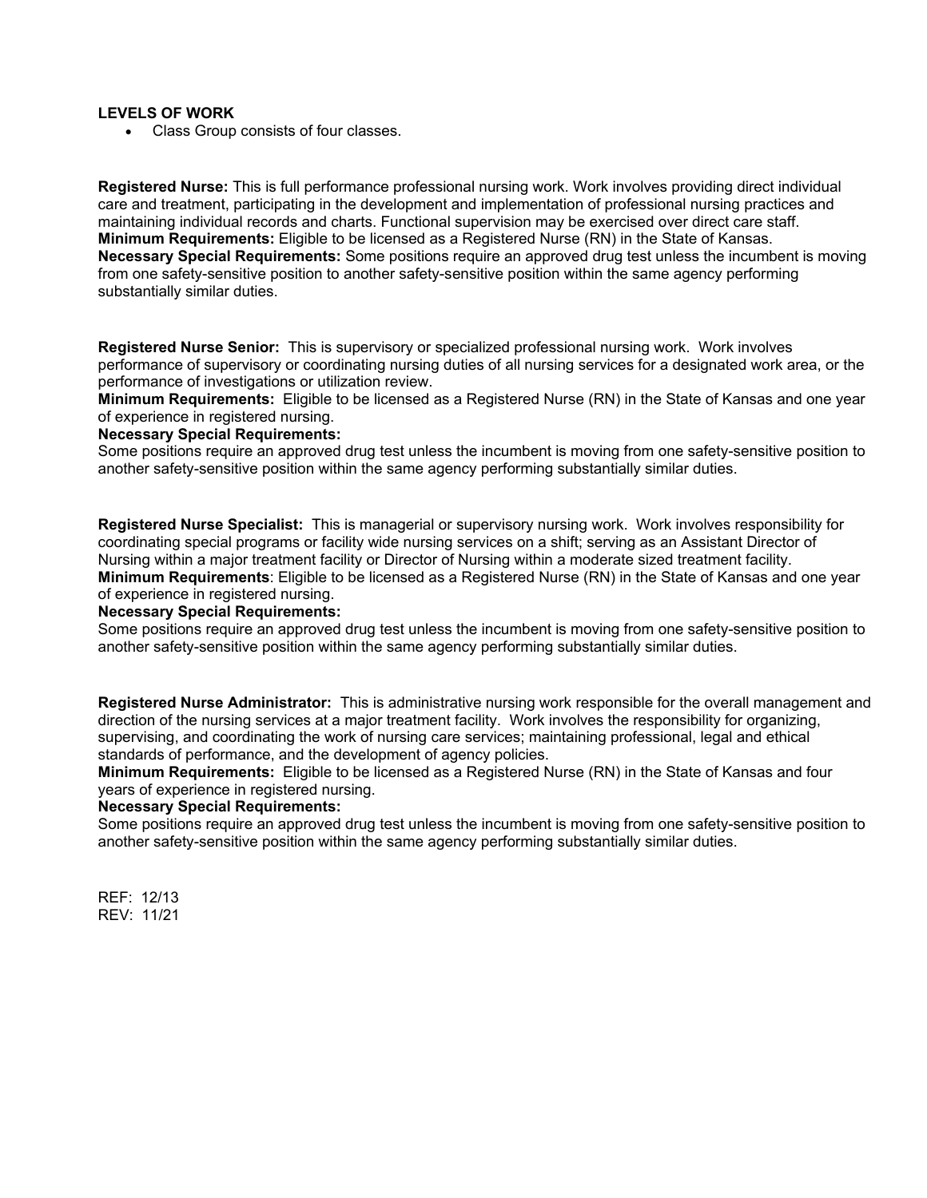**LEVELS OF WORK**

- Class Group consists of four classes.

**Registered Nurse:** This is full performance professional nursing work. Work involves providing direct individual care and treatment, participating in the development and implementation of professional nursing practices and maintaining individual records and charts. Functional supervision may be exercised over direct care staff.
**Minimum Requirements:** Eligible to be licensed as a Registered Nurse (RN) in the State of Kansas.
**Necessary Special Requirements:** Some positions require an approved drug test unless the incumbent is moving from one safety-sensitive position to another safety-sensitive position within the same agency performing substantially similar duties.

**Registered Nurse Senior:** This is supervisory or specialized professional nursing work. Work involves performance of supervisory or coordinating nursing duties of all nursing services for a designated work area, or the performance of investigations or utilization review.
**Minimum Requirements:** Eligible to be licensed as a Registered Nurse (RN) in the State of Kansas and one year of experience in registered nursing.
**Necessary Special Requirements:**
Some positions require an approved drug test unless the incumbent is moving from one safety-sensitive position to another safety-sensitive position within the same agency performing substantially similar duties.

**Registered Nurse Specialist:** This is managerial or supervisory nursing work. Work involves responsibility for coordinating special programs or facility wide nursing services on a shift; serving as an Assistant Director of Nursing within a major treatment facility or Director of Nursing within a moderate sized treatment facility.
**Minimum Requirements**: Eligible to be licensed as a Registered Nurse (RN) in the State of Kansas and one year of experience in registered nursing.
**Necessary Special Requirements:**
Some positions require an approved drug test unless the incumbent is moving from one safety-sensitive position to another safety-sensitive position within the same agency performing substantially similar duties.

**Registered Nurse Administrator:** This is administrative nursing work responsible for the overall management and direction of the nursing services at a major treatment facility. Work involves the responsibility for organizing, supervising, and coordinating the work of nursing care services; maintaining professional, legal and ethical standards of performance, and the development of agency policies.
**Minimum Requirements:** Eligible to be licensed as a Registered Nurse (RN) in the State of Kansas and four years of experience in registered nursing.
**Necessary Special Requirements:**
Some positions require an approved drug test unless the incumbent is moving from one safety-sensitive position to another safety-sensitive position within the same agency performing substantially similar duties.

REF: 12/13
REV: 11/21